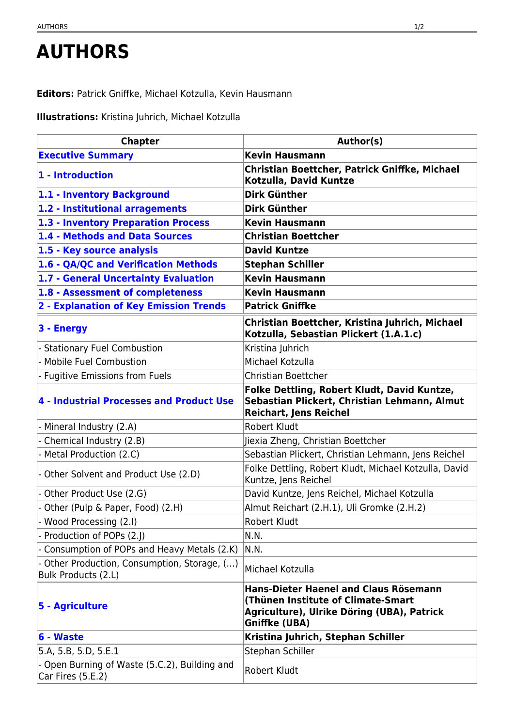# AUTHORS

**Editors:** Patrick Gniffke, Michael Kotzulla, Kevin Hausmann

**Illustrations:** Kristina Juhrich, Michael Kotzulla

| Chapter | Author(s) |
|---|---|
| **Executive Summary** | **Kevin Hausmann** |
| **1 - Introduction** | **Christian Boettcher, Patrick Gniffke, Michael Kotzulla, David Kuntze** |
| **1.1 - Inventory Background** | **Dirk Günther** |
| **1.2 - Institutional arragements** | **Dirk Günther** |
| **1.3 - Inventory Preparation Process** | **Kevin Hausmann** |
| **1.4 - Methods and Data Sources** | **Christian Boettcher** |
| **1.5 - Key source analysis** | **David Kuntze** |
| **1.6 - QA/QC and Verification Methods** | **Stephan Schiller** |
| **1.7 - General Uncertainty Evaluation** | **Kevin Hausmann** |
| **1.8 - Assessment of completeness** | **Kevin Hausmann** |
| **2 - Explanation of Key Emission Trends** | **Patrick Gniffke** |
| **3 - Energy** | **Christian Boettcher, Kristina Juhrich, Michael Kotzulla, Sebastian Plickert (1.A.1.c)** |
| - Stationary Fuel Combustion | Kristina Juhrich |
| - Mobile Fuel Combustion | Michael Kotzulla |
| - Fugitive Emissions from Fuels | Christian Boettcher |
| **4 - Industrial Processes and Product Use** | **Folke Dettling, Robert Kludt, David Kuntze, Sebastian Plickert, Christian Lehmann, Almut Reichart, Jens Reichel** |
| - Mineral Industry (2.A) | Robert Kludt |
| - Chemical Industry (2.B) | Jiexia Zheng, Christian Boettcher |
| - Metal Production (2.C) | Sebastian Plickert, Christian Lehmann, Jens Reichel |
| - Other Solvent and Product Use (2.D) | Folke Dettling, Robert Kludt, Michael Kotzulla, David Kuntze, Jens Reichel |
| - Other Product Use (2.G) | David Kuntze, Jens Reichel, Michael Kotzulla |
| - Other (Pulp & Paper, Food) (2.H) | Almut Reichart (2.H.1), Uli Gromke (2.H.2) |
| - Wood Processing (2.I) | Robert Kludt |
| - Production of POPs (2.J) | N.N. |
| - Consumption of POPs and Heavy Metals (2.K) | N.N. |
| - Other Production, Consumption, Storage, (...) Bulk Products (2.L) | Michael Kotzulla |
| **5 - Agriculture** | **Hans-Dieter Haenel and Claus Rösemann (Thünen Institute of Climate-Smart Agriculture), Ulrike Döring (UBA), Patrick Gniffke (UBA)** |
| **6 - Waste** | **Kristina Juhrich, Stephan Schiller** |
| 5.A, 5.B, 5.D, 5.E.1 | Stephan Schiller |
| - Open Burning of Waste (5.C.2), Building and Car Fires (5.E.2) | Robert Kludt |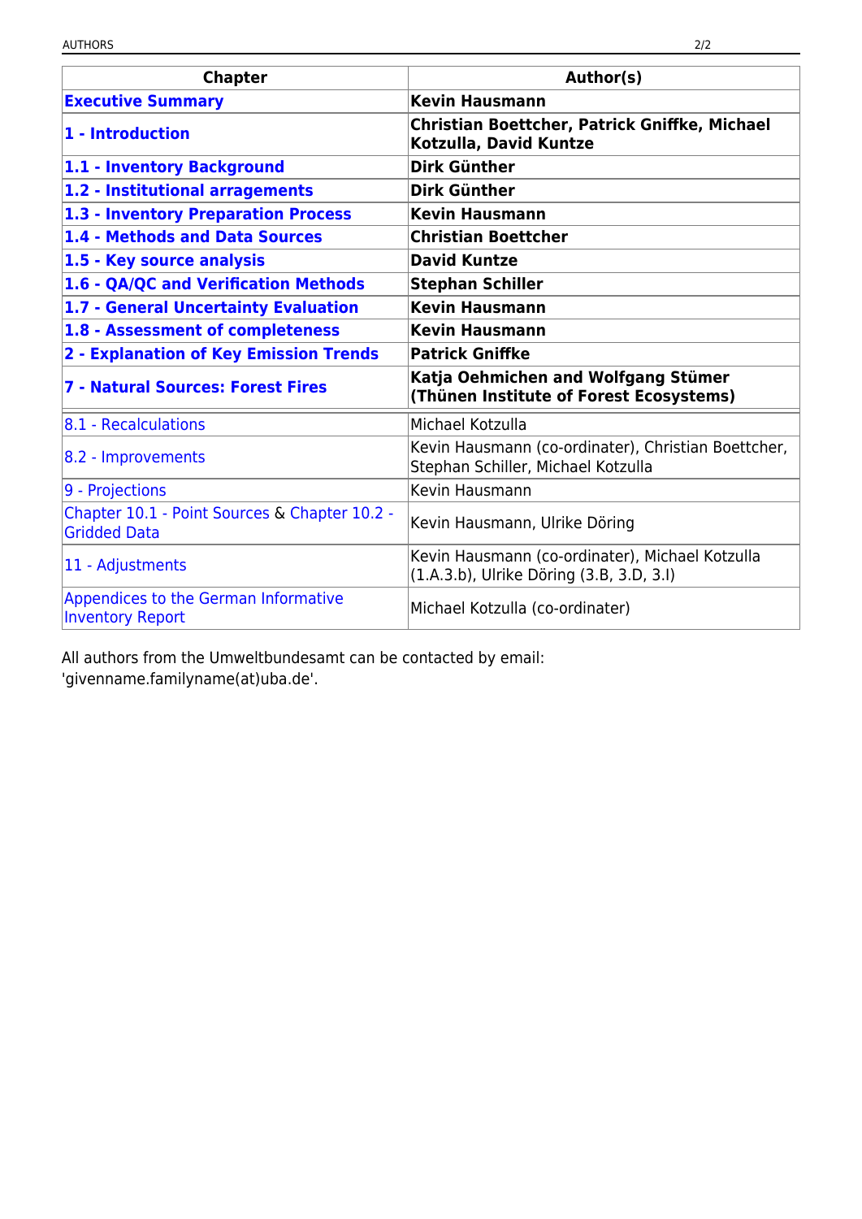| Chapter | Author(s) |
|---|---|
| **Executive Summary** | **Kevin Hausmann** |
| **1 - Introduction** | **Christian Boettcher, Patrick Gniffke, Michael Kotzulla, David Kuntze** |
| **1.1 - Inventory Background** | **Dirk Günther** |
| **1.2 - Institutional arragements** | **Dirk Günther** |
| **1.3 - Inventory Preparation Process** | **Kevin Hausmann** |
| **1.4 - Methods and Data Sources** | **Christian Boettcher** |
| **1.5 - Key source analysis** | **David Kuntze** |
| **1.6 - QA/QC and Verification Methods** | **Stephan Schiller** |
| **1.7 - General Uncertainty Evaluation** | **Kevin Hausmann** |
| **1.8 - Assessment of completeness** | **Kevin Hausmann** |
| **2 - Explanation of Key Emission Trends** | **Patrick Gniffke** |
| **7 - Natural Sources: Forest Fires** | **Katja Oehmichen and Wolfgang Stümer (Thünen Institute of Forest Ecosystems)** |
| 8.1 - Recalculations | Michael Kotzulla |
| 8.2 - Improvements | Kevin Hausmann (co-ordinater), Christian Boettcher, Stephan Schiller, Michael Kotzulla |
| 9 - Projections | Kevin Hausmann |
| Chapter 10.1 - Point Sources & Chapter 10.2 - Gridded Data | Kevin Hausmann, Ulrike Döring |
| 11 - Adjustments | Kevin Hausmann (co-ordinater), Michael Kotzulla (1.A.3.b), Ulrike Döring (3.B, 3.D, 3.I) |
| Appendices to the German Informative Inventory Report | Michael Kotzulla (co-ordinater) |

All authors from the Umweltbundesamt can be contacted by email: 'givenname.familyname(at)uba.de'.